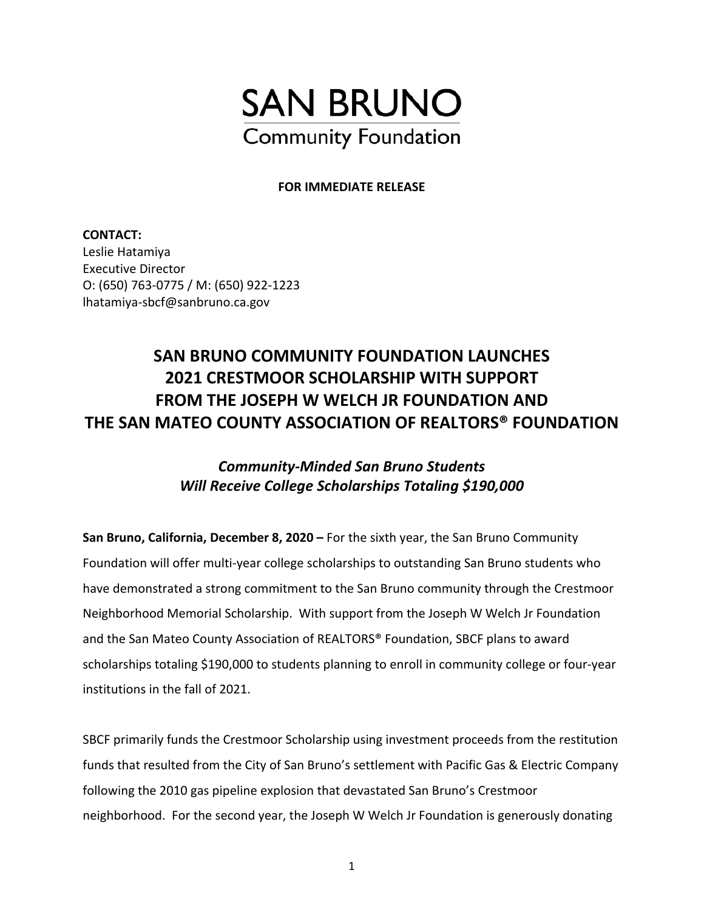# SAN BRUNO

Community Foundation

**FOR IMMEDIATE RELEASE**

**CONTACT:**
Leslie Hatamiya
Executive Director
O: (650) 763-0775 / M: (650) 922-1223
lhatamiya-sbcf@sanbruno.ca.gov

## SAN BRUNO COMMUNITY FOUNDATION LAUNCHES 2021 CRESTMOOR SCHOLARSHIP WITH SUPPORT FROM THE JOSEPH W WELCH JR FOUNDATION AND THE SAN MATEO COUNTY ASSOCIATION OF REALTORS® FOUNDATION

### *Community-Minded San Bruno Students Will Receive College Scholarships Totaling $190,000*

**San Bruno, California, December 8, 2020 –** For the sixth year, the San Bruno Community Foundation will offer multi-year college scholarships to outstanding San Bruno students who have demonstrated a strong commitment to the San Bruno community through the Crestmoor Neighborhood Memorial Scholarship. With support from the Joseph W Welch Jr Foundation and the San Mateo County Association of REALTORS® Foundation, SBCF plans to award scholarships totaling $190,000 to students planning to enroll in community college or four-year institutions in the fall of 2021.

SBCF primarily funds the Crestmoor Scholarship using investment proceeds from the restitution funds that resulted from the City of San Bruno's settlement with Pacific Gas & Electric Company following the 2010 gas pipeline explosion that devastated San Bruno's Crestmoor neighborhood. For the second year, the Joseph W Welch Jr Foundation is generously donating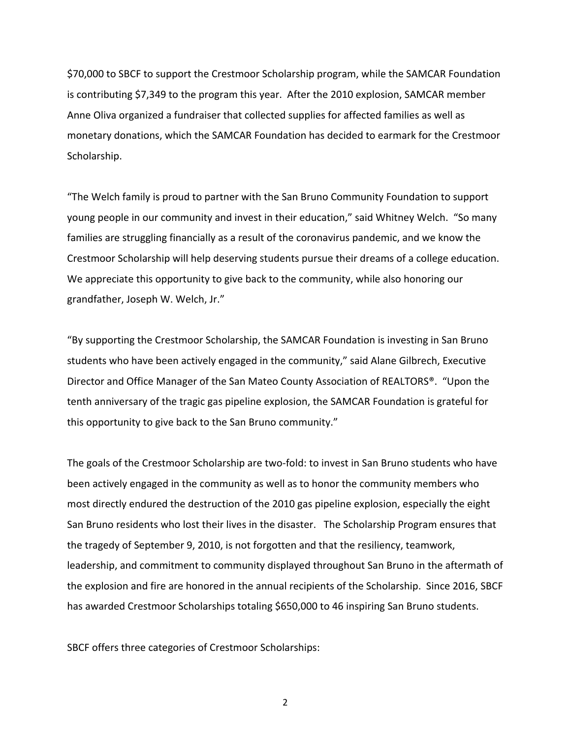$70,000 to SBCF to support the Crestmoor Scholarship program, while the SAMCAR Foundation is contributing $7,349 to the program this year. After the 2010 explosion, SAMCAR member Anne Oliva organized a fundraiser that collected supplies for affected families as well as monetary donations, which the SAMCAR Foundation has decided to earmark for the Crestmoor Scholarship.

"The Welch family is proud to partner with the San Bruno Community Foundation to support young people in our community and invest in their education," said Whitney Welch. "So many families are struggling financially as a result of the coronavirus pandemic, and we know the Crestmoor Scholarship will help deserving students pursue their dreams of a college education. We appreciate this opportunity to give back to the community, while also honoring our grandfather, Joseph W. Welch, Jr."

"By supporting the Crestmoor Scholarship, the SAMCAR Foundation is investing in San Bruno students who have been actively engaged in the community," said Alane Gilbrech, Executive Director and Office Manager of the San Mateo County Association of REALTORS®. "Upon the tenth anniversary of the tragic gas pipeline explosion, the SAMCAR Foundation is grateful for this opportunity to give back to the San Bruno community."

The goals of the Crestmoor Scholarship are two-fold: to invest in San Bruno students who have been actively engaged in the community as well as to honor the community members who most directly endured the destruction of the 2010 gas pipeline explosion, especially the eight San Bruno residents who lost their lives in the disaster. The Scholarship Program ensures that the tragedy of September 9, 2010, is not forgotten and that the resiliency, teamwork, leadership, and commitment to community displayed throughout San Bruno in the aftermath of the explosion and fire are honored in the annual recipients of the Scholarship. Since 2016, SBCF has awarded Crestmoor Scholarships totaling $650,000 to 46 inspiring San Bruno students.

SBCF offers three categories of Crestmoor Scholarships: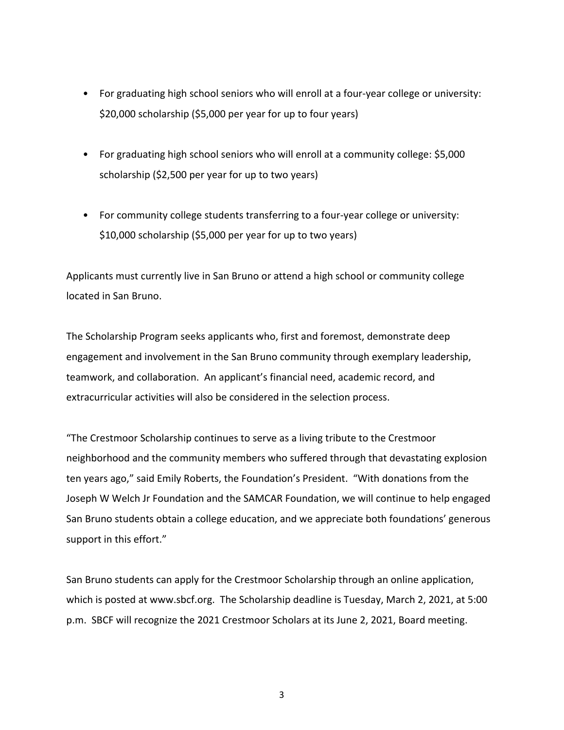- For graduating high school seniors who will enroll at a four-year college or university: $20,000 scholarship ($5,000 per year for up to four years)

- For graduating high school seniors who will enroll at a community college: $5,000 scholarship ($2,500 per year for up to two years)

- For community college students transferring to a four-year college or university: $10,000 scholarship ($5,000 per year for up to two years)

Applicants must currently live in San Bruno or attend a high school or community college located in San Bruno.

The Scholarship Program seeks applicants who, first and foremost, demonstrate deep engagement and involvement in the San Bruno community through exemplary leadership, teamwork, and collaboration. An applicant's financial need, academic record, and extracurricular activities will also be considered in the selection process.

"The Crestmoor Scholarship continues to serve as a living tribute to the Crestmoor neighborhood and the community members who suffered through that devastating explosion ten years ago," said Emily Roberts, the Foundation's President. "With donations from the Joseph W Welch Jr Foundation and the SAMCAR Foundation, we will continue to help engaged San Bruno students obtain a college education, and we appreciate both foundations' generous support in this effort."

San Bruno students can apply for the Crestmoor Scholarship through an online application, which is posted at www.sbcf.org. The Scholarship deadline is Tuesday, March 2, 2021, at 5:00 p.m. SBCF will recognize the 2021 Crestmoor Scholars at its June 2, 2021, Board meeting.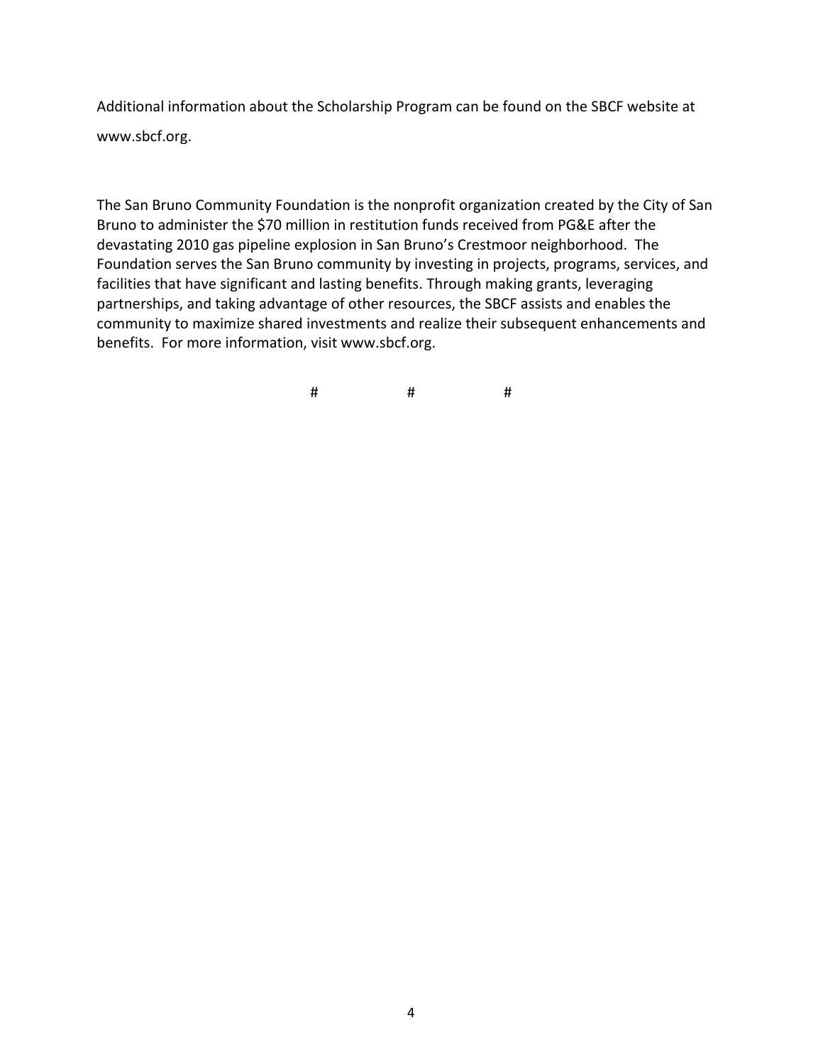Additional information about the Scholarship Program can be found on the SBCF website at www.sbcf.org.

The San Bruno Community Foundation is the nonprofit organization created by the City of San Bruno to administer the $70 million in restitution funds received from PG&E after the devastating 2010 gas pipeline explosion in San Bruno's Crestmoor neighborhood. The Foundation serves the San Bruno community by investing in projects, programs, services, and facilities that have significant and lasting benefits. Through making grants, leveraging partnerships, and taking advantage of other resources, the SBCF assists and enables the community to maximize shared investments and realize their subsequent enhancements and benefits. For more information, visit www.sbcf.org.

# # #